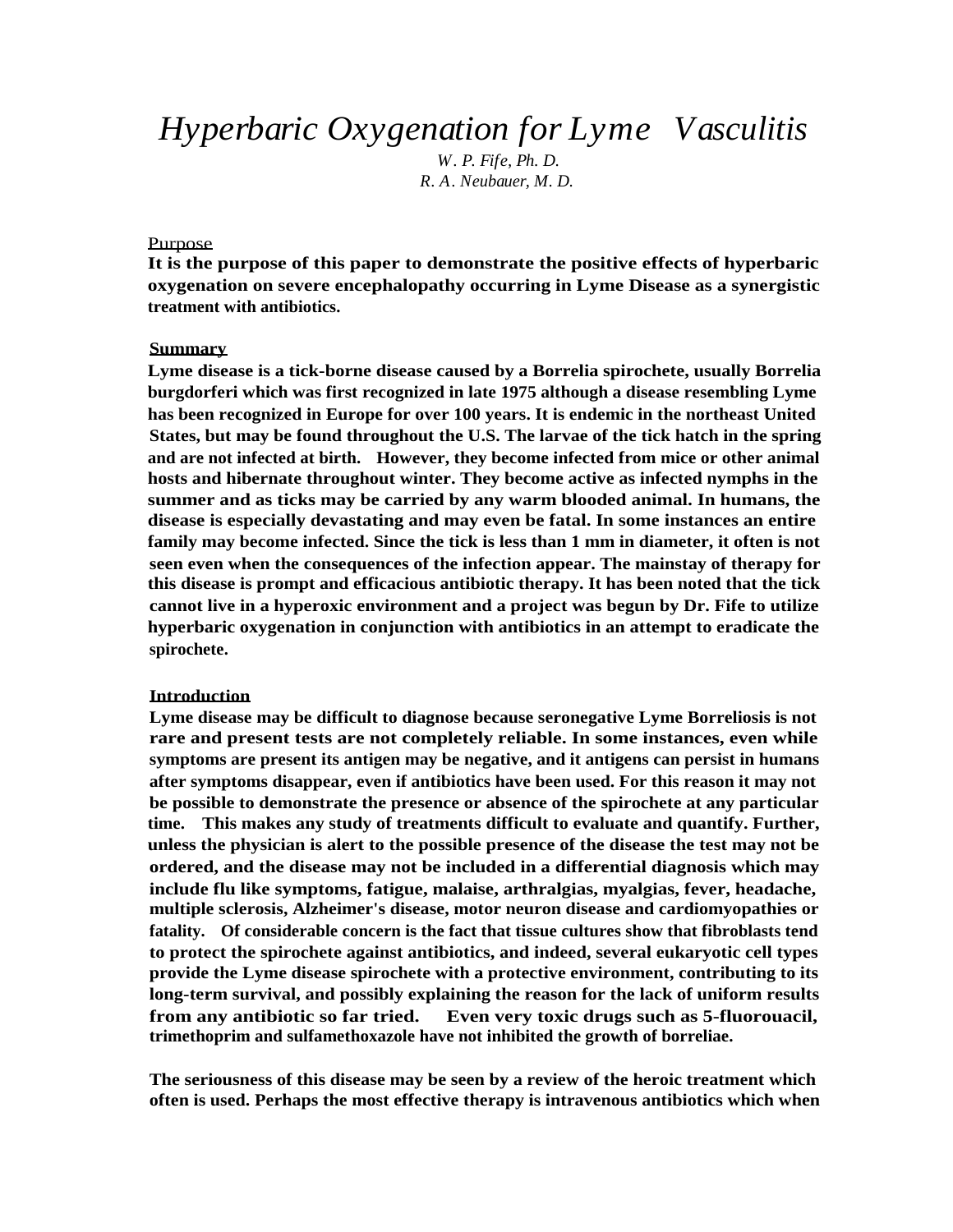# *Hyperbaric Oxygenation for Lyme Vasculitis*

*W. P. Fife, Ph. D.*
*R. A. Neubauer, M. D.*

## Purpose

**It is the purpose of this paper to demonstrate the positive effects of hyperbaric oxygenation on severe encephalopathy occurring in Lyme Disease as a synergistic treatment with antibiotics.**

## Summary

**Lyme disease is a tick-borne disease caused by a Borrelia spirochete, usually Borrelia burgdorferi which was first recognized in late 1975 although a disease resembling Lyme has been recognized in Europe for over 100 years. It is endemic in the northeast United States, but may be found throughout the U.S. The larvae of the tick hatch in the spring and are not infected at birth. However, they become infected from mice or other animal hosts and hibernate throughout winter. They become active as infected nymphs in the summer and as ticks may be carried by any warm blooded animal. In humans, the disease is especially devastating and may even be fatal. In some instances an entire family may become infected. Since the tick is less than 1 mm in diameter, it often is not seen even when the consequences of the infection appear. The mainstay of therapy for this disease is prompt and efficacious antibiotic therapy. It has been noted that the tick cannot live in a hyperoxic environment and a project was begun by Dr. Fife to utilize hyperbaric oxygenation in conjunction with antibiotics in an attempt to eradicate the spirochete.**

## Introduction

**Lyme disease may be difficult to diagnose because seronegative Lyme Borreliosis is not rare and present tests are not completely reliable. In some instances, even while symptoms are present its antigen may be negative, and it antigens can persist in humans after symptoms disappear, even if antibiotics have been used. For this reason it may not be possible to demonstrate the presence or absence of the spirochete at any particular time. This makes any study of treatments difficult to evaluate and quantify. Further, unless the physician is alert to the possible presence of the disease the test may not be ordered, and the disease may not be included in a differential diagnosis which may include flu like symptoms, fatigue, malaise, arthralgias, myalgias, fever, headache, multiple sclerosis, Alzheimer's disease, motor neuron disease and cardiomyopathies or fatality. Of considerable concern is the fact that tissue cultures show that fibroblasts tend to protect the spirochete against antibiotics, and indeed, several eukaryotic cell types provide the Lyme disease spirochete with a protective environment, contributing to its long-term survival, and possibly explaining the reason for the lack of uniform results from any antibiotic so far tried. Even very toxic drugs such as 5-fluorouacil, trimethoprim and sulfamethoxazole have not inhibited the growth of borreliae.**

**The seriousness of this disease may be seen by a review of the heroic treatment which often is used. Perhaps the most effective therapy is intravenous antibiotics which when**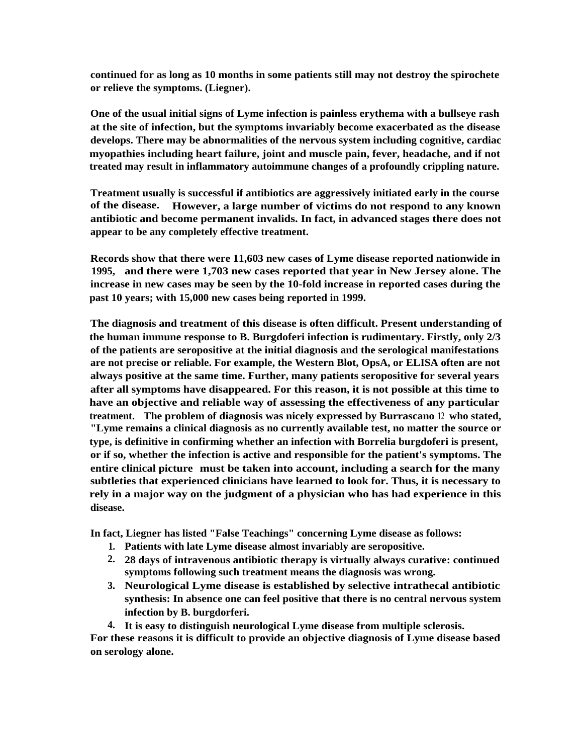continued for as long as 10 months in some patients still may not destroy the spirochete or relieve the symptoms. (Liegner).

One of the usual initial signs of Lyme infection is painless erythema with a bullseye rash at the site of infection, but the symptoms invariably become exacerbated as the disease develops. There may be abnormalities of the nervous system including cognitive, cardiac myopathies including heart failure, joint and muscle pain, fever, headache, and if not treated may result in inflammatory autoimmune changes of a profoundly crippling nature.

Treatment usually is successful if antibiotics are aggressively initiated early in the course of the disease. However, a large number of victims do not respond to any known antibiotic and become permanent invalids. In fact, in advanced stages there does not appear to be any completely effective treatment.

Records show that there were 11,603 new cases of Lyme disease reported nationwide in 1995, and there were 1,703 new cases reported that year in New Jersey alone. The increase in new cases may be seen by the 10-fold increase in reported cases during the past 10 years; with 15,000 new cases being reported in 1999.

The diagnosis and treatment of this disease is often difficult. Present understanding of the human immune response to B. Burgdoferi infection is rudimentary. Firstly, only 2/3 of the patients are seropositive at the initial diagnosis and the serological manifestations are not precise or reliable. For example, the Western Blot, OpsA, or ELISA often are not always positive at the same time. Further, many patients seropositive for several years after all symptoms have disappeared. For this reason, it is not possible at this time to have an objective and reliable way of assessing the effectiveness of any particular treatment. The problem of diagnosis was nicely expressed by Burrascano [12] who stated, "Lyme remains a clinical diagnosis as no currently available test, no matter the source or type, is definitive in confirming whether an infection with Borrelia burgdoferi is present, or if so, whether the infection is active and responsible for the patient's symptoms. The entire clinical picture must be taken into account, including a search for the many subtleties that experienced clinicians have learned to look for. Thus, it is necessary to rely in a major way on the judgment of a physician who has had experience in this disease.

In fact, Liegner has listed "False Teachings" concerning Lyme disease as follows:

1. Patients with late Lyme disease almost invariably are seropositive.
2. 28 days of intravenous antibiotic therapy is virtually always curative: continued symptoms following such treatment means the diagnosis was wrong.
3. Neurological Lyme disease is established by selective intrathecal antibiotic synthesis: In absence one can feel positive that there is no central nervous system infection by B. burgdorferi.
4. It is easy to distinguish neurological Lyme disease from multiple sclerosis.

For these reasons it is difficult to provide an objective diagnosis of Lyme disease based on serology alone.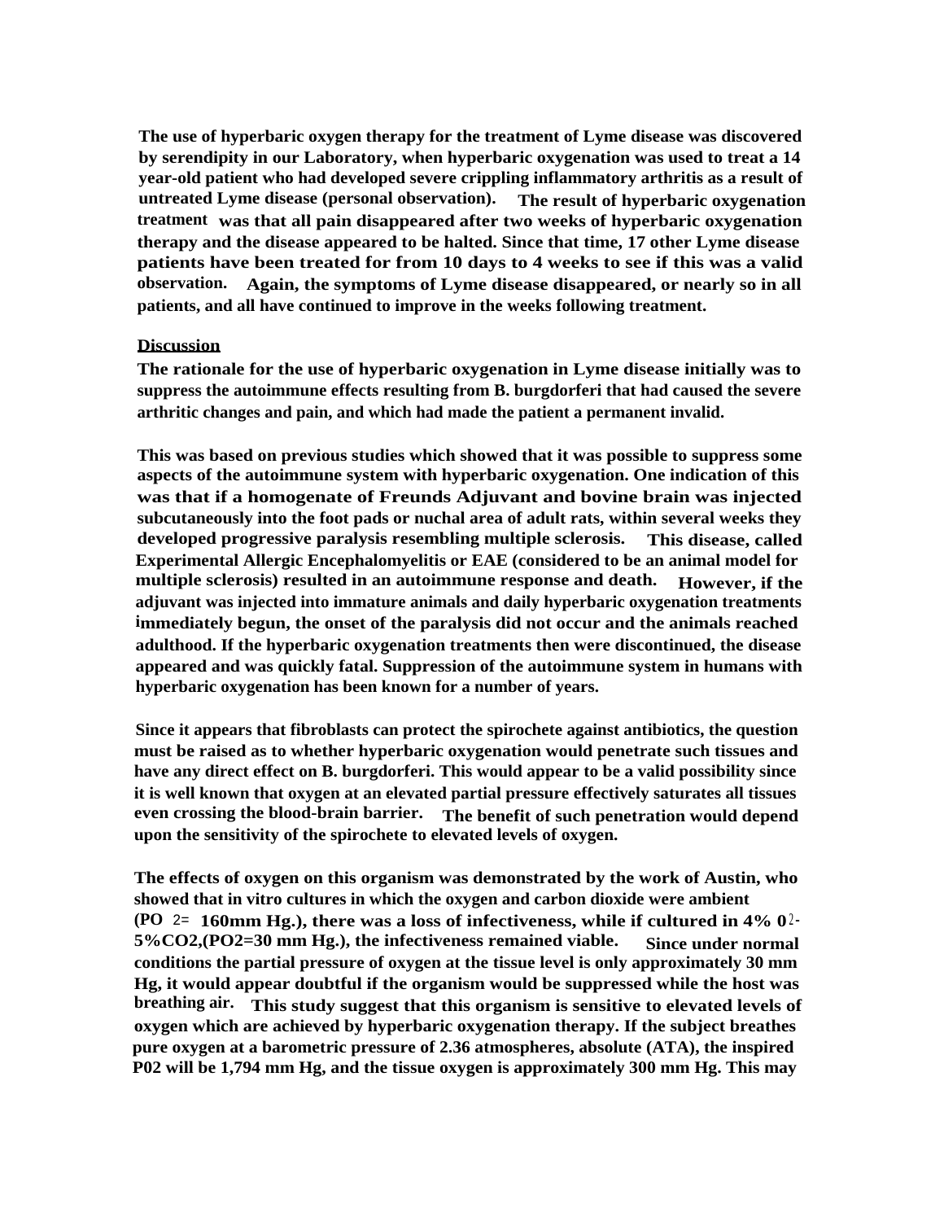**The use of hyperbaric oxygen therapy for the treatment of Lyme disease was discovered by serendipity in our Laboratory, when hyperbaric oxygenation was used to treat a 14 year-old patient who had developed severe crippling inflammatory arthritis as a result of untreated Lyme disease (personal observation). The result of hyperbaric oxygenation treatment was that all pain disappeared after two weeks of hyperbaric oxygenation therapy and the disease appeared to be halted. Since that time, 17 other Lyme disease patients have been treated for from 10 days to 4 weeks to see if this was a valid observation. Again, the symptoms of Lyme disease disappeared, or nearly so in all patients, and all have continued to improve in the weeks following treatment.**

## Discussion

**The rationale for the use of hyperbaric oxygenation in Lyme disease initially was to suppress the autoimmune effects resulting from B. burgdorferi that had caused the severe arthritic changes and pain, and which had made the patient a permanent invalid.**

**This was based on previous studies which showed that it was possible to suppress some aspects of the autoimmune system with hyperbaric oxygenation. One indication of this was that if a homogenate of Freunds Adjuvant and bovine brain was injected subcutaneously into the foot pads or nuchal area of adult rats, within several weeks they developed progressive paralysis resembling multiple sclerosis. This disease, called Experimental Allergic Encephalomyelitis or EAE (considered to be an animal model for multiple sclerosis) resulted in an autoimmune response and death. However, if the adjuvant was injected into immature animals and daily hyperbaric oxygenation treatments immediately begun, the onset of the paralysis did not occur and the animals reached adulthood. If the hyperbaric oxygenation treatments then were discontinued, the disease appeared and was quickly fatal. Suppression of the autoimmune system in humans with hyperbaric oxygenation has been known for a number of years.**

**Since it appears that fibroblasts can protect the spirochete against antibiotics, the question must be raised as to whether hyperbaric oxygenation would penetrate such tissues and have any direct effect on B. burgdorferi. This would appear to be a valid possibility since it is well known that oxygen at an elevated partial pressure effectively saturates all tissues even crossing the blood-brain barrier. The benefit of such penetration would depend upon the sensitivity of the spirochete to elevated levels of oxygen.**

**The effects of oxygen on this organism was demonstrated by the work of Austin, who showed that in vitro cultures in which the oxygen and carbon dioxide were ambient ($PO_2$= 160mm Hg.), there was a loss of infectiveness, while if cultured in 4% $O_2$-5%$CO_2$,($PO_2$=30 mm Hg.), the infectiveness remained viable. Since under normal conditions the partial pressure of oxygen at the tissue level is only approximately 30 mm Hg, it would appear doubtful if the organism would be suppressed while the host was breathing air. This study suggest that this organism is sensitive to elevated levels of oxygen which are achieved by hyperbaric oxygenation therapy. If the subject breathes pure oxygen at a barometric pressure of 2.36 atmospheres, absolute (ATA), the inspired P02 will be 1,794 mm Hg, and the tissue oxygen is approximately 300 mm Hg. This may**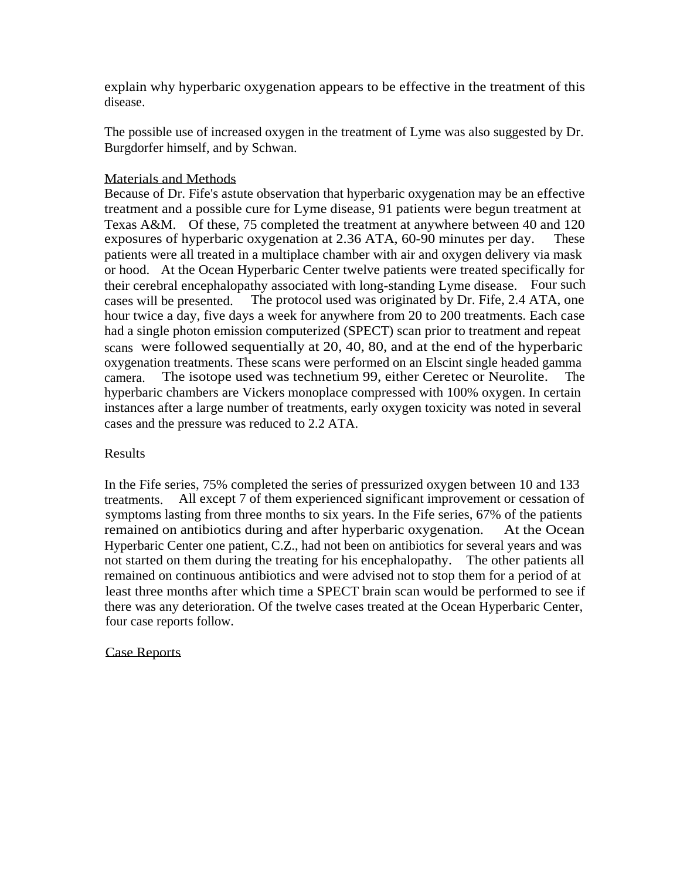explain why hyperbaric oxygenation appears to be effective in the treatment of this disease.

The possible use of increased oxygen in the treatment of Lyme was also suggested by Dr. Burgdorfer himself, and by Schwan.

## Materials and Methods

Because of Dr. Fife's astute observation that hyperbaric oxygenation may be an effective treatment and a possible cure for Lyme disease, 91 patients were begun treatment at Texas A&M. Of these, 75 completed the treatment at anywhere between 40 and 120 exposures of hyperbaric oxygenation at 2.36 ATA, 60-90 minutes per day. These patients were all treated in a multiplace chamber with air and oxygen delivery via mask or hood. At the Ocean Hyperbaric Center twelve patients were treated specifically for their cerebral encephalopathy associated with long-standing Lyme disease. Four such cases will be presented. The protocol used was originated by Dr. Fife, 2.4 ATA, one hour twice a day, five days a week for anywhere from 20 to 200 treatments. Each case had a single photon emission computerized (SPECT) scan prior to treatment and repeat scans were followed sequentially at 20, 40, 80, and at the end of the hyperbaric oxygenation treatments. These scans were performed on an Elscint single headed gamma camera. The isotope used was technetium 99, either Ceretec or Neurolite. The hyperbaric chambers are Vickers monoplace compressed with 100% oxygen. In certain instances after a large number of treatments, early oxygen toxicity was noted in several cases and the pressure was reduced to 2.2 ATA.

## Results

In the Fife series, 75% completed the series of pressurized oxygen between 10 and 133 treatments. All except 7 of them experienced significant improvement or cessation of symptoms lasting from three months to six years. In the Fife series, 67% of the patients remained on antibiotics during and after hyperbaric oxygenation. At the Ocean Hyperbaric Center one patient, C.Z., had not been on antibiotics for several years and was not started on them during the treating for his encephalopathy. The other patients all remained on continuous antibiotics and were advised not to stop them for a period of at least three months after which time a SPECT brain scan would be performed to see if there was any deterioration. Of the twelve cases treated at the Ocean Hyperbaric Center, four case reports follow.

## Case Reports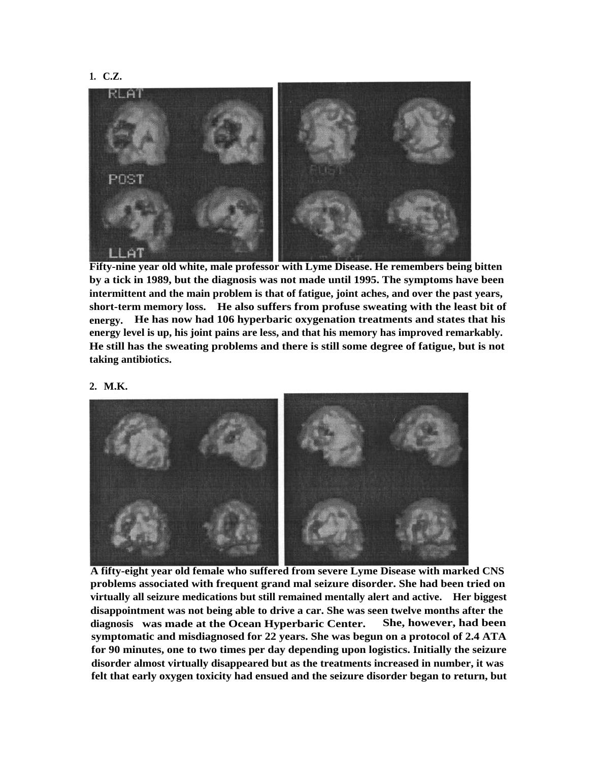**1. C.Z.**

**Fifty-nine year old white, male professor with Lyme Disease. He remembers being bitten by a tick in 1989, but the diagnosis was not made until 1995. The symptoms have been intermittent and the main problem is that of fatigue, joint aches, and over the past years, short-term memory loss. He also suffers from profuse sweating with the least bit of energy. He has now had 106 hyperbaric oxygenation treatments and states that his energy level is up, his joint pains are less, and that his memory has improved remarkably. He still has the sweating problems and there is still some degree of fatigue, but is not taking antibiotics.**

**2. M.K.**

**A fifty-eight year old female who suffered from severe Lyme Disease with marked CNS problems associated with frequent grand mal seizure disorder. She had been tried on virtually all seizure medications but still remained mentally alert and active. Her biggest disappointment was not being able to drive a car. She was seen twelve months after the diagnosis was made at the Ocean Hyperbaric Center. She, however, had been symptomatic and misdiagnosed for 22 years. She was begun on a protocol of 2.4 ATA for 90 minutes, one to two times per day depending upon logistics. Initially the seizure disorder almost virtually disappeared but as the treatments increased in number, it was felt that early oxygen toxicity had ensued and the seizure disorder began to return, but**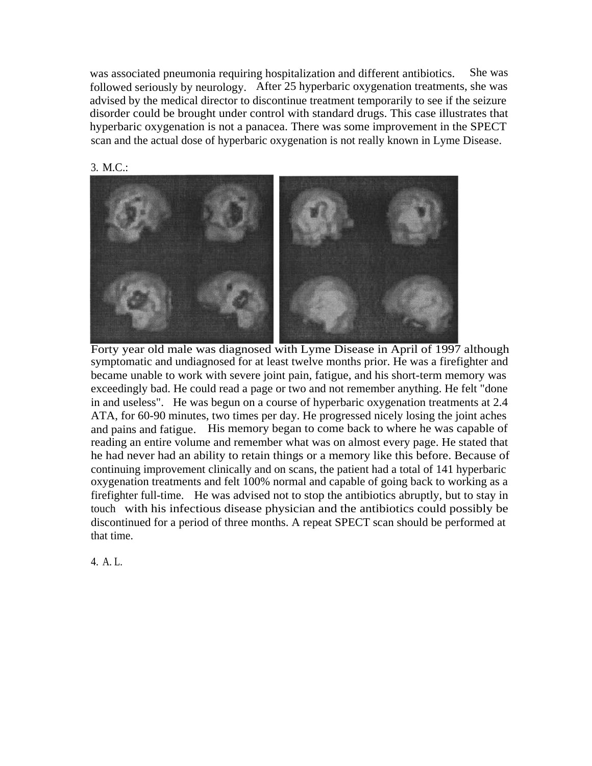was associated pneumonia requiring hospitalization and different antibiotics. She was followed seriously by neurology. After 25 hyperbaric oxygenation treatments, she was advised by the medical director to discontinue treatment temporarily to see if the seizure disorder could be brought under control with standard drugs. This case illustrates that hyperbaric oxygenation is not a panacea. There was some improvement in the SPECT scan and the actual dose of hyperbaric oxygenation is not really known in Lyme Disease.

3. M.C.:

Forty year old male was diagnosed with Lyme Disease in April of 1997 although symptomatic and undiagnosed for at least twelve months prior. He was a firefighter and became unable to work with severe joint pain, fatigue, and his short-term memory was exceedingly bad. He could read a page or two and not remember anything. He felt "done in and useless". He was begun on a course of hyperbaric oxygenation treatments at 2.4 ATA, for 60-90 minutes, two times per day. He progressed nicely losing the joint aches and pains and fatigue. His memory began to come back to where he was capable of reading an entire volume and remember what was on almost every page. He stated that he had never had an ability to retain things or a memory like this before. Because of continuing improvement clinically and on scans, the patient had a total of 141 hyperbaric oxygenation treatments and felt 100% normal and capable of going back to working as a firefighter full-time. He was advised not to stop the antibiotics abruptly, but to stay in touch with his infectious disease physician and the antibiotics could possibly be discontinued for a period of three months. A repeat SPECT scan should be performed at that time.

4. A. L.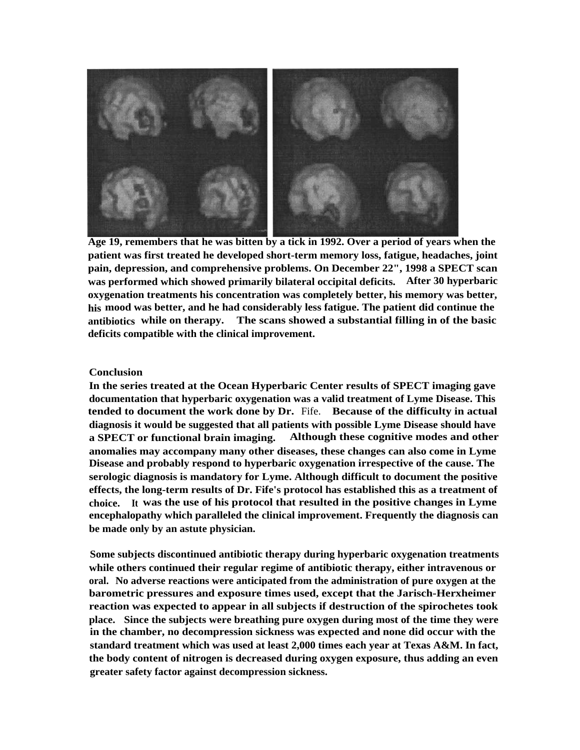**Age 19, remembers that he was bitten by a tick in 1992. Over a period of years when the patient was first treated he developed short-term memory loss, fatigue, headaches, joint pain, depression, and comprehensive problems. On December 22", 1998 a SPECT scan was performed which showed primarily bilateral occipital deficits. After 30 hyperbaric oxygenation treatments his concentration was completely better, his memory was better, his mood was better, and he had considerably less fatigue. The patient did continue the antibiotics while on therapy. The scans showed a substantial filling in of the basic deficits compatible with the clinical improvement.**

**Conclusion**

**In the series treated at the Ocean Hyperbaric Center results of SPECT imaging gave documentation that hyperbaric oxygenation was a valid treatment of Lyme Disease. This tended to document the work done by Dr.** Fife. **Because of the difficulty in actual diagnosis it would be suggested that all patients with possible Lyme Disease should have a SPECT or functional brain imaging. Although these cognitive modes and other anomalies may accompany many other diseases, these changes can also come in Lyme Disease and probably respond to hyperbaric oxygenation irrespective of the cause. The serologic diagnosis is mandatory for Lyme. Although difficult to document the positive effects, the long-term results of Dr. Fife's protocol has established this as a treatment of choice. It was the use of his protocol that resulted in the positive changes in Lyme encephalopathy which paralleled the clinical improvement. Frequently the diagnosis can be made only by an astute physician.**

**Some subjects discontinued antibiotic therapy during hyperbaric oxygenation treatments while others continued their regular regime of antibiotic therapy, either intravenous or oral. No adverse reactions were anticipated from the administration of pure oxygen at the barometric pressures and exposure times used, except that the Jarisch-Herxheimer reaction was expected to appear in all subjects if destruction of the spirochetes took place. Since the subjects were breathing pure oxygen during most of the time they were in the chamber, no decompression sickness was expected and none did occur with the standard treatment which was used at least 2,000 times each year at Texas A&M. In fact, the body content of nitrogen is decreased during oxygen exposure, thus adding an even greater safety factor against decompression sickness.**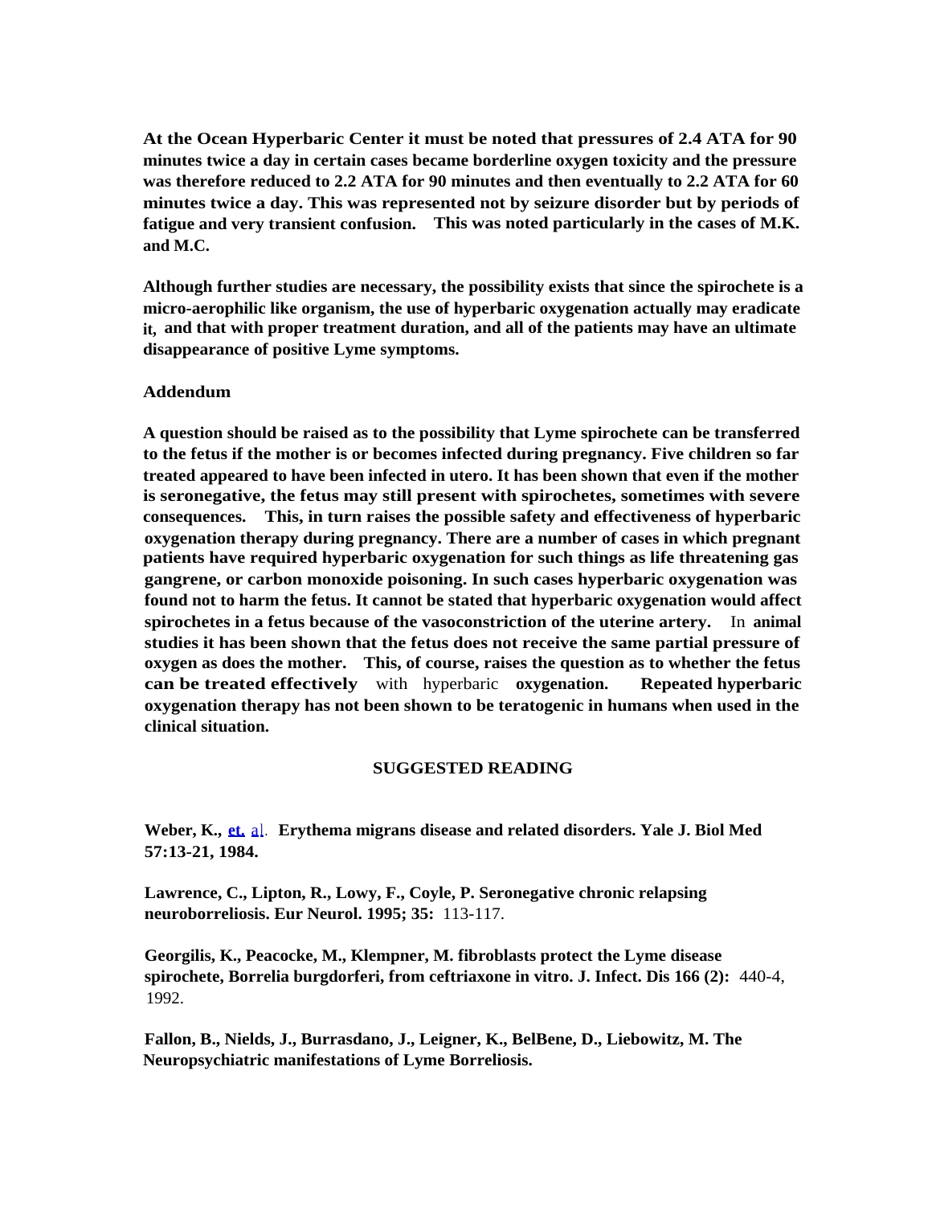**At the Ocean Hyperbaric Center it must be noted that pressures of 2.4 ATA for 90 minutes twice a day in certain cases became borderline oxygen toxicity and the pressure was therefore reduced to 2.2 ATA for 90 minutes and then eventually to 2.2 ATA for 60 minutes twice a day. This was represented not by seizure disorder but by periods of fatigue and very transient confusion. This was noted particularly in the cases of M.K. and M.C.**

**Although further studies are necessary, the possibility exists that since the spirochete is a micro-aerophilic like organism, the use of hyperbaric oxygenation actually may eradicate it, and that with proper treatment duration, and all of the patients may have an ultimate disappearance of positive Lyme symptoms.**

### Addendum

**A question should be raised as to the possibility that Lyme spirochete can be transferred to the fetus if the mother is or becomes infected during pregnancy. Five children so far treated appeared to have been infected in utero. It has been shown that even if the mother is seronegative, the fetus may still present with spirochetes, sometimes with severe consequences. This, in turn raises the possible safety and effectiveness of hyperbaric oxygenation therapy during pregnancy. There are a number of cases in which pregnant patients have required hyperbaric oxygenation for such things as life threatening gas gangrene, or carbon monoxide poisoning. In such cases hyperbaric oxygenation was found not to harm the fetus. It cannot be stated that hyperbaric oxygenation would affect spirochetes in a fetus because of the vasoconstriction of the uterine artery.** In **animal studies it has been shown that the fetus does not receive the same partial pressure of oxygen as does the mother. This, of course, raises the question as to whether the fetus can be treated effectively** with hyperbaric **oxygenation. Repeated hyperbaric oxygenation therapy has not been shown to be teratogenic in humans when used in the clinical situation.**

### SUGGESTED READING

**Weber, K., et. al. Erythema migrans disease and related disorders. Yale J. Biol Med 57:13-21, 1984.**

**Lawrence, C., Lipton, R., Lowy, F., Coyle, P. Seronegative chronic relapsing neuroborreliosis. Eur Neurol. 1995; 35:** 113-117.

**Georgilis, K., Peacocke, M., Klempner, M. fibroblasts protect the Lyme disease spirochete, Borrelia burgdorferi, from ceftriaxone in vitro. J. Infect. Dis 166 (2):** 440-4, 1992.

**Fallon, B., Nields, J., Burrasdano, J., Leigner, K., BelBene, D., Liebowitz, M. The Neuropsychiatric manifestations of Lyme Borreliosis.**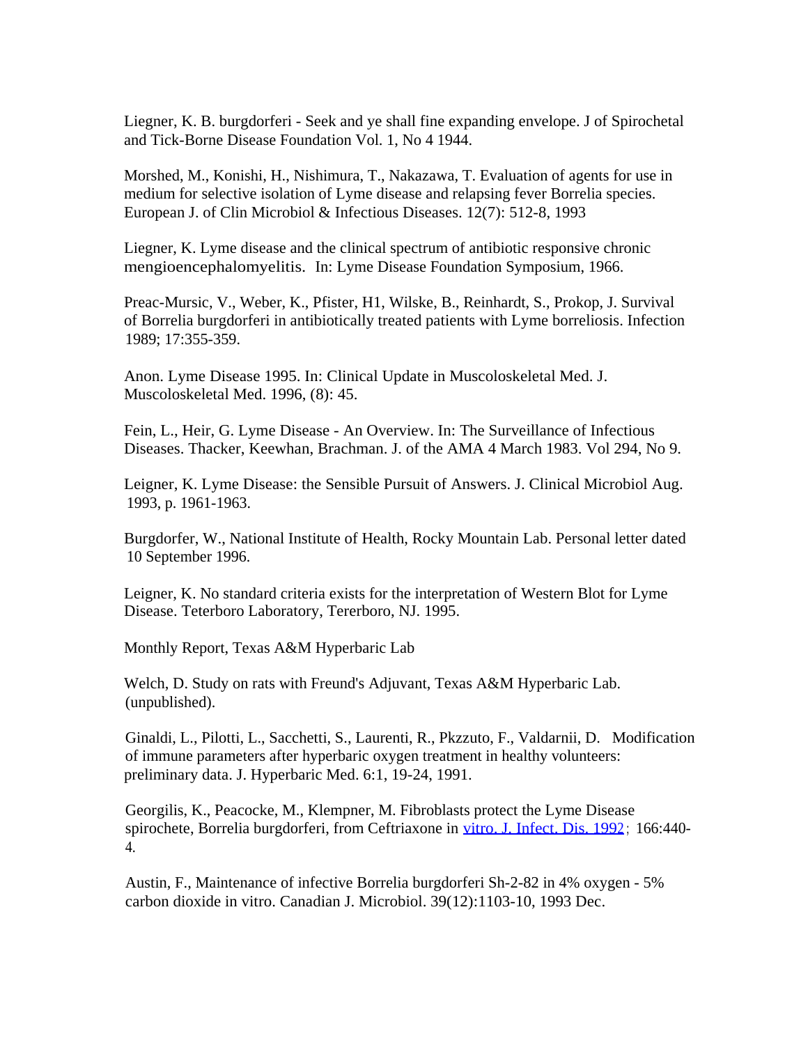Liegner, K. B. burgdorferi - Seek and ye shall fine expanding envelope. J of Spirochetal and Tick-Borne Disease Foundation Vol. 1, No 4 1944.

Morshed, M., Konishi, H., Nishimura, T., Nakazawa, T. Evaluation of agents for use in medium for selective isolation of Lyme disease and relapsing fever Borrelia species. European J. of Clin Microbiol & Infectious Diseases. 12(7): 512-8, 1993

Liegner, K. Lyme disease and the clinical spectrum of antibiotic responsive chronic mengioencephalomyelitis. In: Lyme Disease Foundation Symposium, 1966.

Preac-Mursic, V., Weber, K., Pfister, H1, Wilske, B., Reinhardt, S., Prokop, J. Survival of Borrelia burgdorferi in antibiotically treated patients with Lyme borreliosis. Infection 1989; 17:355-359.

Anon. Lyme Disease 1995. In: Clinical Update in Muscoloskeletal Med. J. Muscoloskeletal Med. 1996, (8): 45.

Fein, L., Heir, G. Lyme Disease - An Overview. In: The Surveillance of Infectious Diseases. Thacker, Keewhan, Brachman. J. of the AMA 4 March 1983. Vol 294, No 9.

Leigner, K. Lyme Disease: the Sensible Pursuit of Answers. J. Clinical Microbiol Aug. 1993, p. 1961-1963.

Burgdorfer, W., National Institute of Health, Rocky Mountain Lab. Personal letter dated 10 September 1996.

Leigner, K. No standard criteria exists for the interpretation of Western Blot for Lyme Disease. Teterboro Laboratory, Tererboro, NJ. 1995.

Monthly Report, Texas A&M Hyperbaric Lab

Welch, D. Study on rats with Freund's Adjuvant, Texas A&M Hyperbaric Lab. (unpublished).

Ginaldi, L., Pilotti, L., Sacchetti, S., Laurenti, R., Pkzzuto, F., Valdarnii, D. Modification of immune parameters after hyperbaric oxygen treatment in healthy volunteers: preliminary data. J. Hyperbaric Med. 6:1, 19-24, 1991.

Georgilis, K., Peacocke, M., Klempner, M. Fibroblasts protect the Lyme Disease spirochete, Borrelia burgdorferi, from Ceftriaxone in vitro. J. Infect. Dis. 1992; 166:440-4.

Austin, F., Maintenance of infective Borrelia burgdorferi Sh-2-82 in 4% oxygen - 5% carbon dioxide in vitro. Canadian J. Microbiol. 39(12):1103-10, 1993 Dec.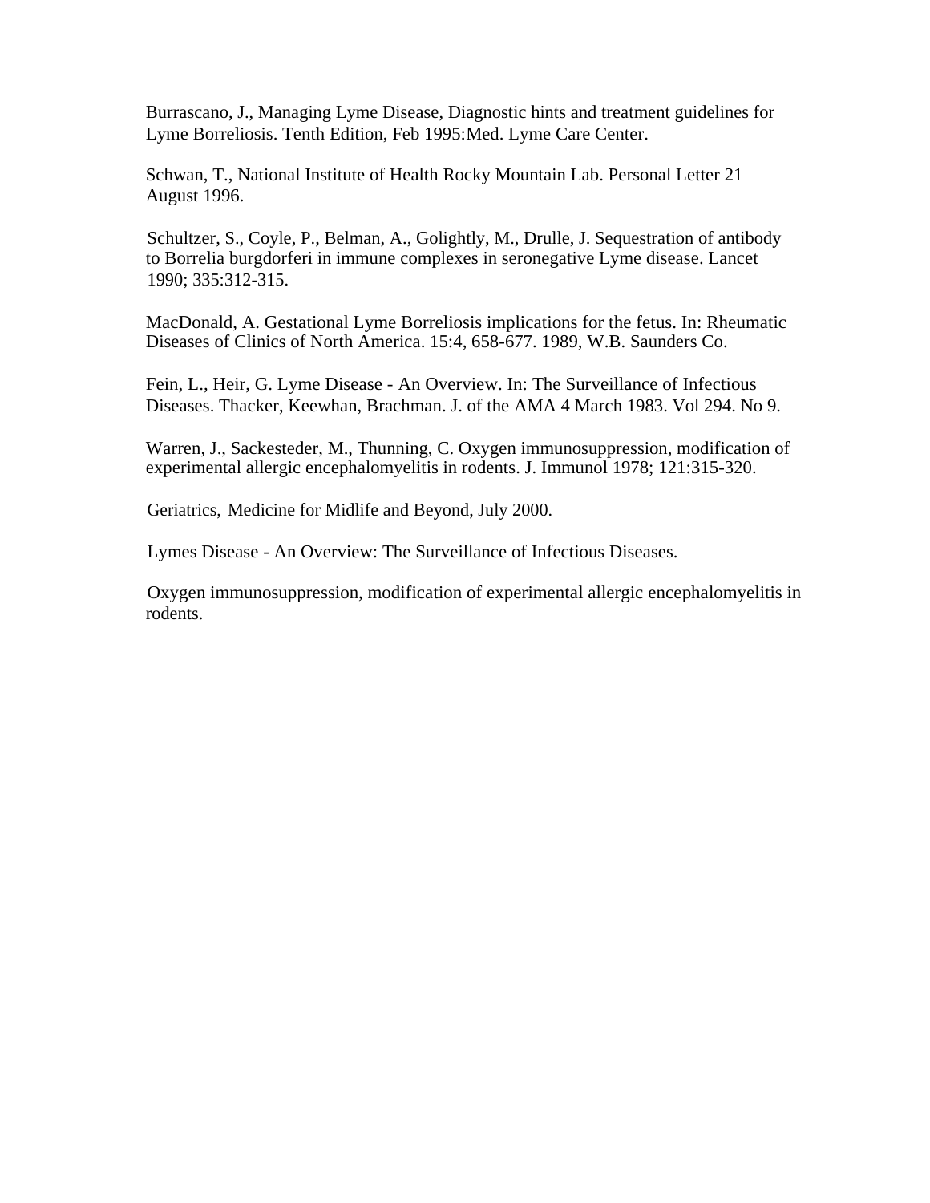Burrascano, J., Managing Lyme Disease, Diagnostic hints and treatment guidelines for Lyme Borreliosis. Tenth Edition, Feb 1995:Med. Lyme Care Center.

Schwan, T., National Institute of Health Rocky Mountain Lab. Personal Letter 21 August 1996.

Schultzer, S., Coyle, P., Belman, A., Golightly, M., Drulle, J. Sequestration of antibody to Borrelia burgdorferi in immune complexes in seronegative Lyme disease. Lancet 1990; 335:312-315.

MacDonald, A. Gestational Lyme Borreliosis implications for the fetus. In: Rheumatic Diseases of Clinics of North America. 15:4, 658-677. 1989, W.B. Saunders Co.

Fein, L., Heir, G. Lyme Disease - An Overview. In: The Surveillance of Infectious Diseases. Thacker, Keewhan, Brachman. J. of the AMA 4 March 1983. Vol 294. No 9.

Warren, J., Sackesteder, M., Thunning, C. Oxygen immunosuppression, modification of experimental allergic encephalomyelitis in rodents. J. Immunol 1978; 121:315-320.

Geriatrics, Medicine for Midlife and Beyond, July 2000.

Lymes Disease - An Overview: The Surveillance of Infectious Diseases.

Oxygen immunosuppression, modification of experimental allergic encephalomyelitis in rodents.